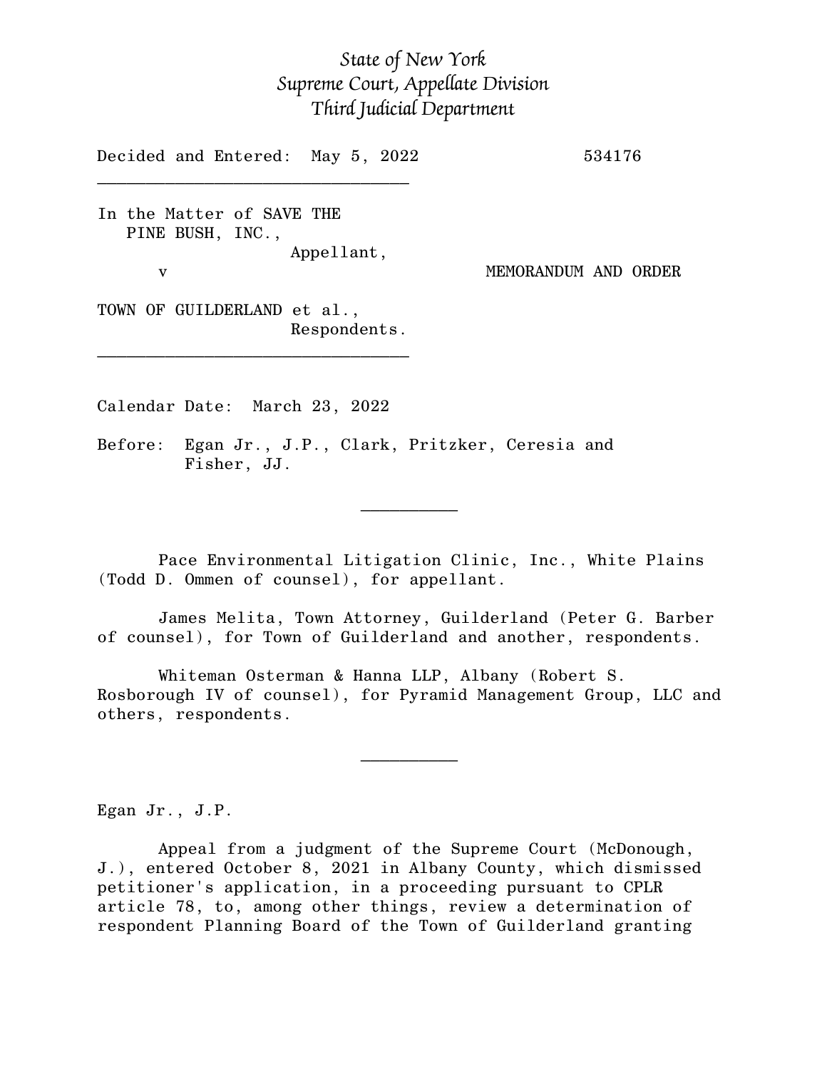*State of New York*
*Supreme Court, Appellate Division*
*Third Judicial Department*

Decided and Entered: May 5, 2022 534176

---

In the Matter of SAVE THE PINE BUSH, INC.,
Appellant,

v

MEMORANDUM AND ORDER

TOWN OF GUILDERLAND et al.,
Respondents.

---

Calendar Date: March 23, 2022

Before: Egan Jr., J.P., Clark, Pritzker, Ceresia and Fisher, JJ.

---

Pace Environmental Litigation Clinic, Inc., White Plains (Todd D. Ommen of counsel), for appellant.

James Melita, Town Attorney, Guilderland (Peter G. Barber of counsel), for Town of Guilderland and another, respondents.

Whiteman Osterman & Hanna LLP, Albany (Robert S. Rosborough IV of counsel), for Pyramid Management Group, LLC and others, respondents.

---

Egan Jr., J.P.

Appeal from a judgment of the Supreme Court (McDonough, J.), entered October 8, 2021 in Albany County, which dismissed petitioner's application, in a proceeding pursuant to CPLR article 78, to, among other things, review a determination of respondent Planning Board of the Town of Guilderland granting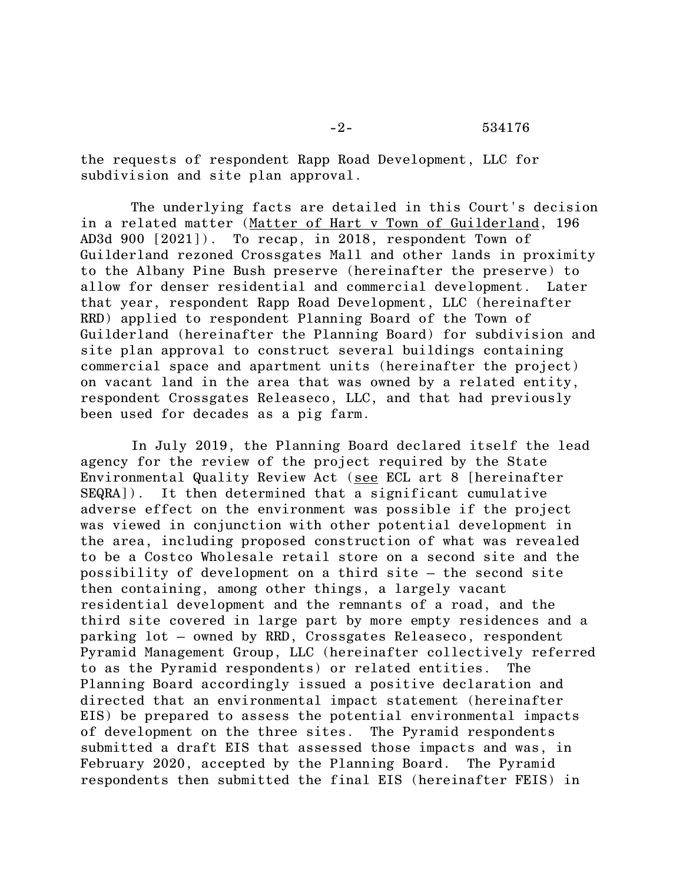the requests of respondent Rapp Road Development, LLC for subdivision and site plan approval.

The underlying facts are detailed in this Court's decision in a related matter (Matter of Hart v Town of Guilderland, 196 AD3d 900 [2021]). To recap, in 2018, respondent Town of Guilderland rezoned Crossgates Mall and other lands in proximity to the Albany Pine Bush preserve (hereinafter the preserve) to allow for denser residential and commercial development. Later that year, respondent Rapp Road Development, LLC (hereinafter RRD) applied to respondent Planning Board of the Town of Guilderland (hereinafter the Planning Board) for subdivision and site plan approval to construct several buildings containing commercial space and apartment units (hereinafter the project) on vacant land in the area that was owned by a related entity, respondent Crossgates Releaseco, LLC, and that had previously been used for decades as a pig farm.

In July 2019, the Planning Board declared itself the lead agency for the review of the project required by the State Environmental Quality Review Act (see ECL art 8 [hereinafter SEQRA]). It then determined that a significant cumulative adverse effect on the environment was possible if the project was viewed in conjunction with other potential development in the area, including proposed construction of what was revealed to be a Costco Wholesale retail store on a second site and the possibility of development on a third site – the second site then containing, among other things, a largely vacant residential development and the remnants of a road, and the third site covered in large part by more empty residences and a parking lot – owned by RRD, Crossgates Releaseco, respondent Pyramid Management Group, LLC (hereinafter collectively referred to as the Pyramid respondents) or related entities. The Planning Board accordingly issued a positive declaration and directed that an environmental impact statement (hereinafter EIS) be prepared to assess the potential environmental impacts of development on the three sites. The Pyramid respondents submitted a draft EIS that assessed those impacts and was, in February 2020, accepted by the Planning Board. The Pyramid respondents then submitted the final EIS (hereinafter FEIS) in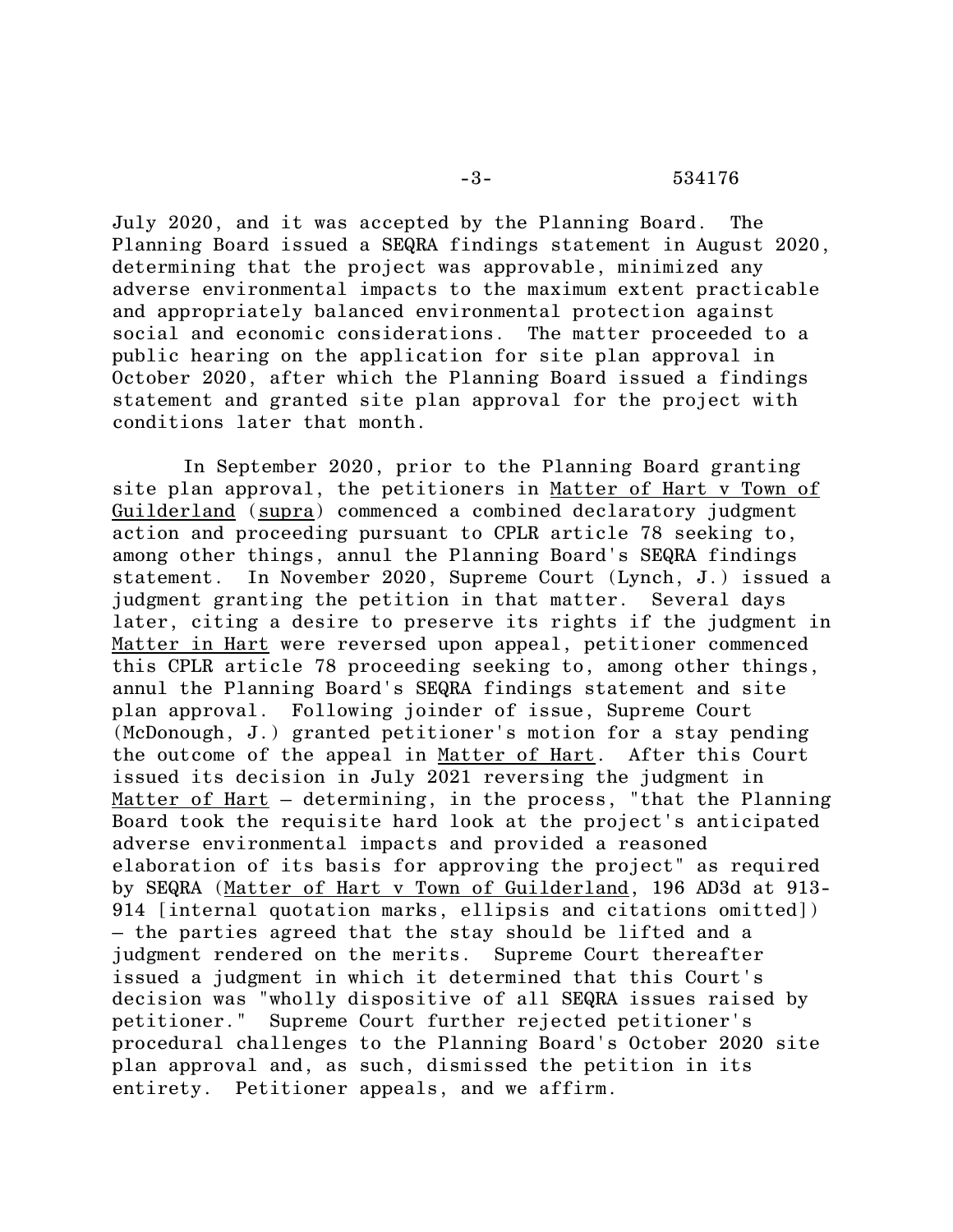July 2020, and it was accepted by the Planning Board. The Planning Board issued a SEQRA findings statement in August 2020, determining that the project was approvable, minimized any adverse environmental impacts to the maximum extent practicable and appropriately balanced environmental protection against social and economic considerations. The matter proceeded to a public hearing on the application for site plan approval in October 2020, after which the Planning Board issued a findings statement and granted site plan approval for the project with conditions later that month.

In September 2020, prior to the Planning Board granting site plan approval, the petitioners in Matter of Hart v Town of Guilderland (supra) commenced a combined declaratory judgment action and proceeding pursuant to CPLR article 78 seeking to, among other things, annul the Planning Board's SEQRA findings statement. In November 2020, Supreme Court (Lynch, J.) issued a judgment granting the petition in that matter. Several days later, citing a desire to preserve its rights if the judgment in Matter in Hart were reversed upon appeal, petitioner commenced this CPLR article 78 proceeding seeking to, among other things, annul the Planning Board's SEQRA findings statement and site plan approval. Following joinder of issue, Supreme Court (McDonough, J.) granted petitioner's motion for a stay pending the outcome of the appeal in Matter of Hart. After this Court issued its decision in July 2021 reversing the judgment in Matter of Hart – determining, in the process, "that the Planning Board took the requisite hard look at the project's anticipated adverse environmental impacts and provided a reasoned elaboration of its basis for approving the project" as required by SEQRA (Matter of Hart v Town of Guilderland, 196 AD3d at 913-914 [internal quotation marks, ellipsis and citations omitted]) – the parties agreed that the stay should be lifted and a judgment rendered on the merits. Supreme Court thereafter issued a judgment in which it determined that this Court's decision was "wholly dispositive of all SEQRA issues raised by petitioner." Supreme Court further rejected petitioner's procedural challenges to the Planning Board's October 2020 site plan approval and, as such, dismissed the petition in its entirety. Petitioner appeals, and we affirm.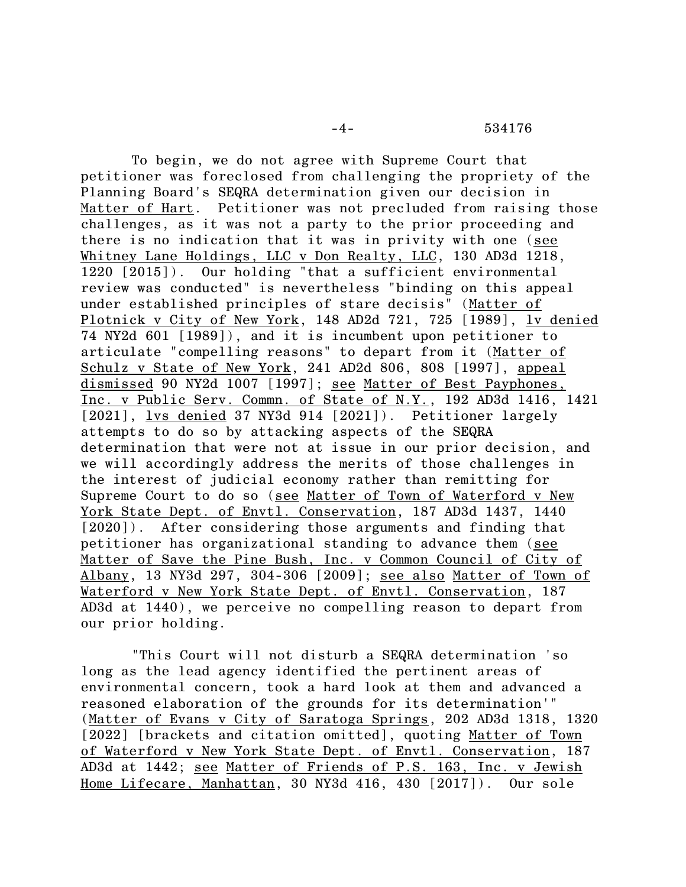To begin, we do not agree with Supreme Court that petitioner was foreclosed from challenging the propriety of the Planning Board's SEQRA determination given our decision in Matter of Hart. Petitioner was not precluded from raising those challenges, as it was not a party to the prior proceeding and there is no indication that it was in privity with one (see Whitney Lane Holdings, LLC v Don Realty, LLC, 130 AD3d 1218, 1220 [2015]). Our holding "that a sufficient environmental review was conducted" is nevertheless "binding on this appeal under established principles of stare decisis" (Matter of Plotnick v City of New York, 148 AD2d 721, 725 [1989], lv denied 74 NY2d 601 [1989]), and it is incumbent upon petitioner to articulate "compelling reasons" to depart from it (Matter of Schulz v State of New York, 241 AD2d 806, 808 [1997], appeal dismissed 90 NY2d 1007 [1997]; see Matter of Best Payphones, Inc. v Public Serv. Commn. of State of N.Y., 192 AD3d 1416, 1421 [2021], lvs denied 37 NY3d 914 [2021]). Petitioner largely attempts to do so by attacking aspects of the SEQRA determination that were not at issue in our prior decision, and we will accordingly address the merits of those challenges in the interest of judicial economy rather than remitting for Supreme Court to do so (see Matter of Town of Waterford v New York State Dept. of Envtl. Conservation, 187 AD3d 1437, 1440 [2020]). After considering those arguments and finding that petitioner has organizational standing to advance them (see Matter of Save the Pine Bush, Inc. v Common Council of City of Albany, 13 NY3d 297, 304-306 [2009]; see also Matter of Town of Waterford v New York State Dept. of Envtl. Conservation, 187 AD3d at 1440), we perceive no compelling reason to depart from our prior holding.

"This Court will not disturb a SEQRA determination 'so long as the lead agency identified the pertinent areas of environmental concern, took a hard look at them and advanced a reasoned elaboration of the grounds for its determination'" (Matter of Evans v City of Saratoga Springs, 202 AD3d 1318, 1320 [2022] [brackets and citation omitted], quoting Matter of Town of Waterford v New York State Dept. of Envtl. Conservation, 187 AD3d at 1442; see Matter of Friends of P.S. 163, Inc. v Jewish Home Lifecare, Manhattan, 30 NY3d 416, 430 [2017]). Our sole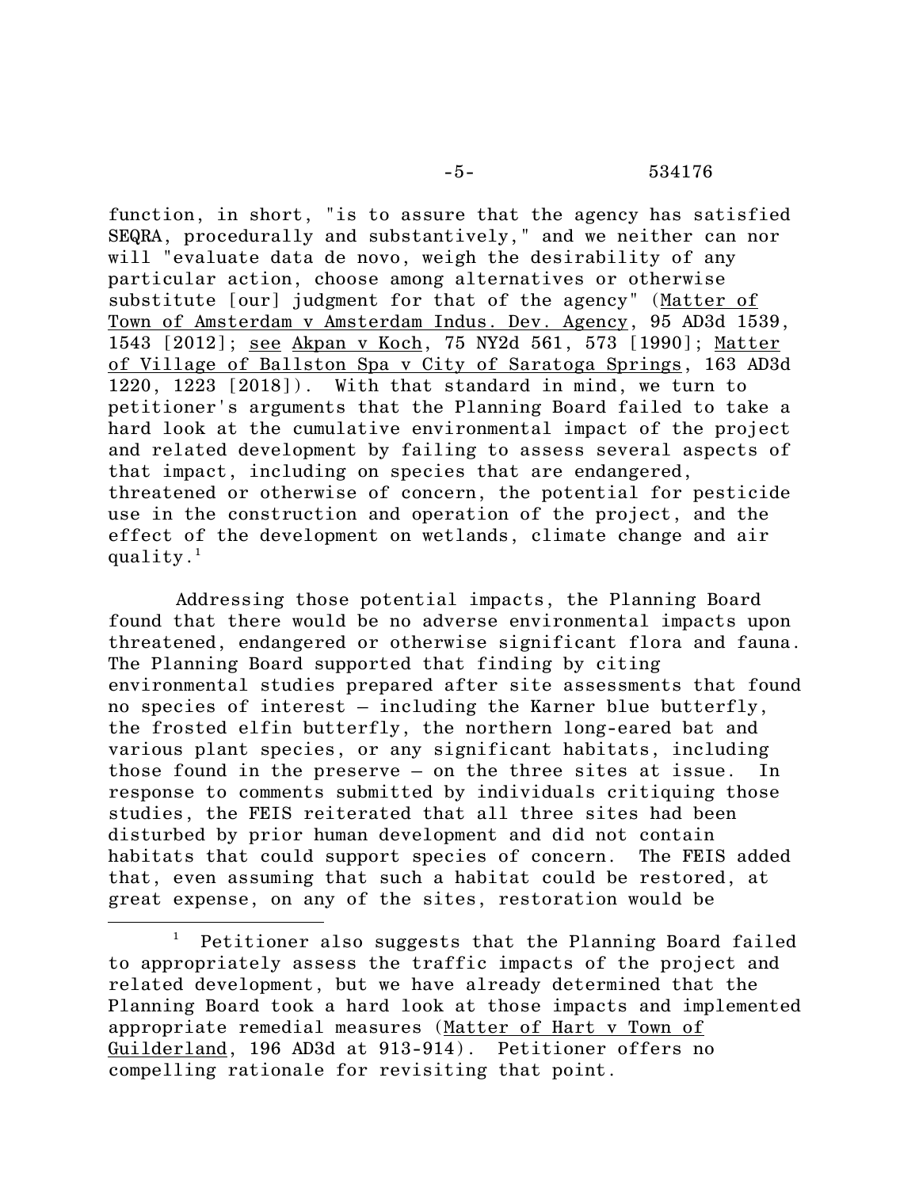function, in short, "is to assure that the agency has satisfied SEQRA, procedurally and substantively," and we neither can nor will "evaluate data de novo, weigh the desirability of any particular action, choose among alternatives or otherwise substitute [our] judgment for that of the agency" (Matter of Town of Amsterdam v Amsterdam Indus. Dev. Agency, 95 AD3d 1539, 1543 [2012]; see Akpan v Koch, 75 NY2d 561, 573 [1990]; Matter of Village of Ballston Spa v City of Saratoga Springs, 163 AD3d 1220, 1223 [2018]). With that standard in mind, we turn to petitioner's arguments that the Planning Board failed to take a hard look at the cumulative environmental impact of the project and related development by failing to assess several aspects of that impact, including on species that are endangered, threatened or otherwise of concern, the potential for pesticide use in the construction and operation of the project, and the effect of the development on wetlands, climate change and air quality.[1]

Addressing those potential impacts, the Planning Board found that there would be no adverse environmental impacts upon threatened, endangered or otherwise significant flora and fauna. The Planning Board supported that finding by citing environmental studies prepared after site assessments that found no species of interest – including the Karner blue butterfly, the frosted elfin butterfly, the northern long-eared bat and various plant species, or any significant habitats, including those found in the preserve – on the three sites at issue. In response to comments submitted by individuals critiquing those studies, the FEIS reiterated that all three sites had been disturbed by prior human development and did not contain habitats that could support species of concern. The FEIS added that, even assuming that such a habitat could be restored, at great expense, on any of the sites, restoration would be

[1] Petitioner also suggests that the Planning Board failed to appropriately assess the traffic impacts of the project and related development, but we have already determined that the Planning Board took a hard look at those impacts and implemented appropriate remedial measures (Matter of Hart v Town of Guilderland, 196 AD3d at 913-914). Petitioner offers no compelling rationale for revisiting that point.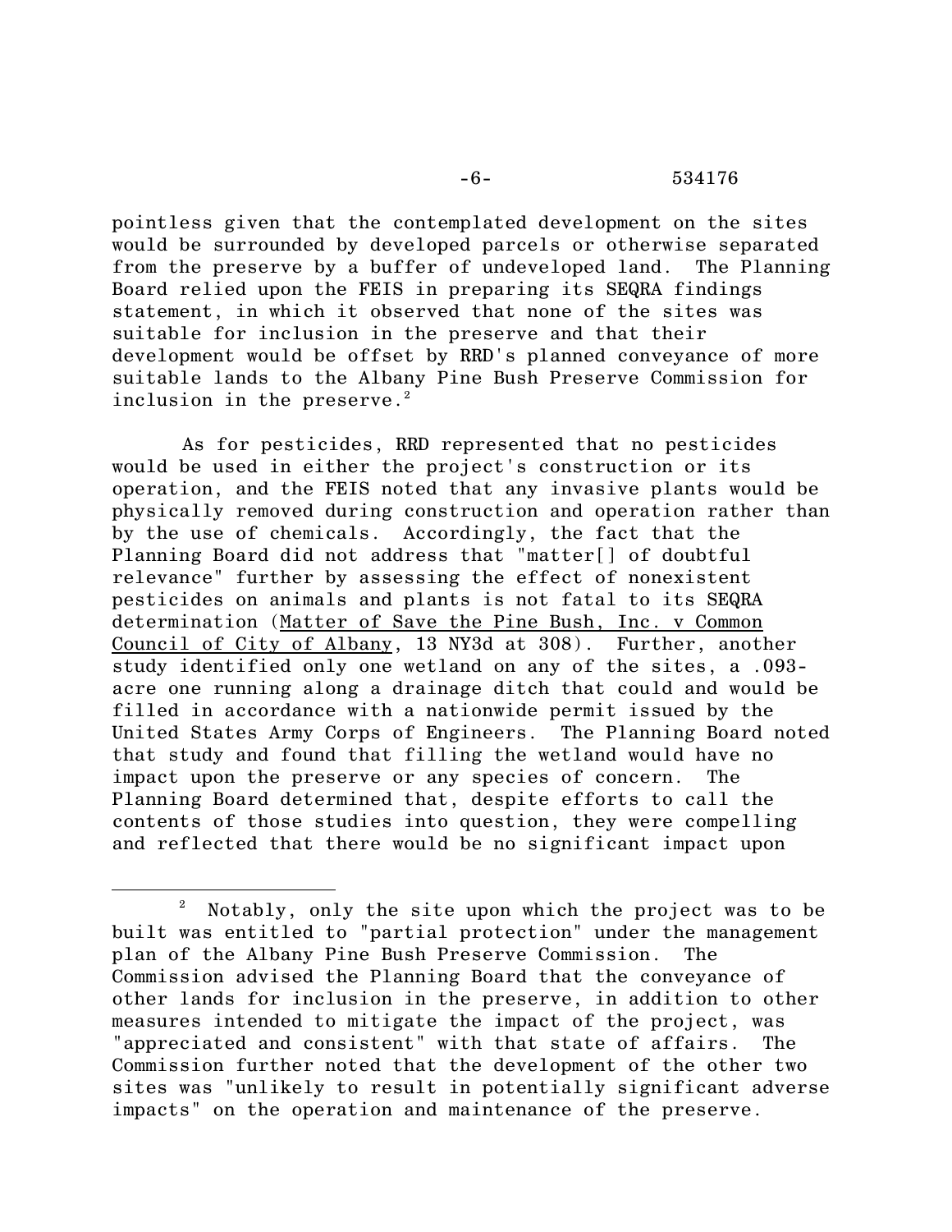pointless given that the contemplated development on the sites would be surrounded by developed parcels or otherwise separated from the preserve by a buffer of undeveloped land. The Planning Board relied upon the FEIS in preparing its SEQRA findings statement, in which it observed that none of the sites was suitable for inclusion in the preserve and that their development would be offset by RRD's planned conveyance of more suitable lands to the Albany Pine Bush Preserve Commission for inclusion in the preserve.[2]

As for pesticides, RRD represented that no pesticides would be used in either the project's construction or its operation, and the FEIS noted that any invasive plants would be physically removed during construction and operation rather than by the use of chemicals. Accordingly, the fact that the Planning Board did not address that "matter[] of doubtful relevance" further by assessing the effect of nonexistent pesticides on animals and plants is not fatal to its SEQRA determination (Matter of Save the Pine Bush, Inc. v Common Council of City of Albany, 13 NY3d at 308). Further, another study identified only one wetland on any of the sites, a .093-acre one running along a drainage ditch that could and would be filled in accordance with a nationwide permit issued by the United States Army Corps of Engineers. The Planning Board noted that study and found that filling the wetland would have no impact upon the preserve or any species of concern. The Planning Board determined that, despite efforts to call the contents of those studies into question, they were compelling and reflected that there would be no significant impact upon

---

[2] Notably, only the site upon which the project was to be built was entitled to "partial protection" under the management plan of the Albany Pine Bush Preserve Commission. The Commission advised the Planning Board that the conveyance of other lands for inclusion in the preserve, in addition to other measures intended to mitigate the impact of the project, was "appreciated and consistent" with that state of affairs. The Commission further noted that the development of the other two sites was "unlikely to result in potentially significant adverse impacts" on the operation and maintenance of the preserve.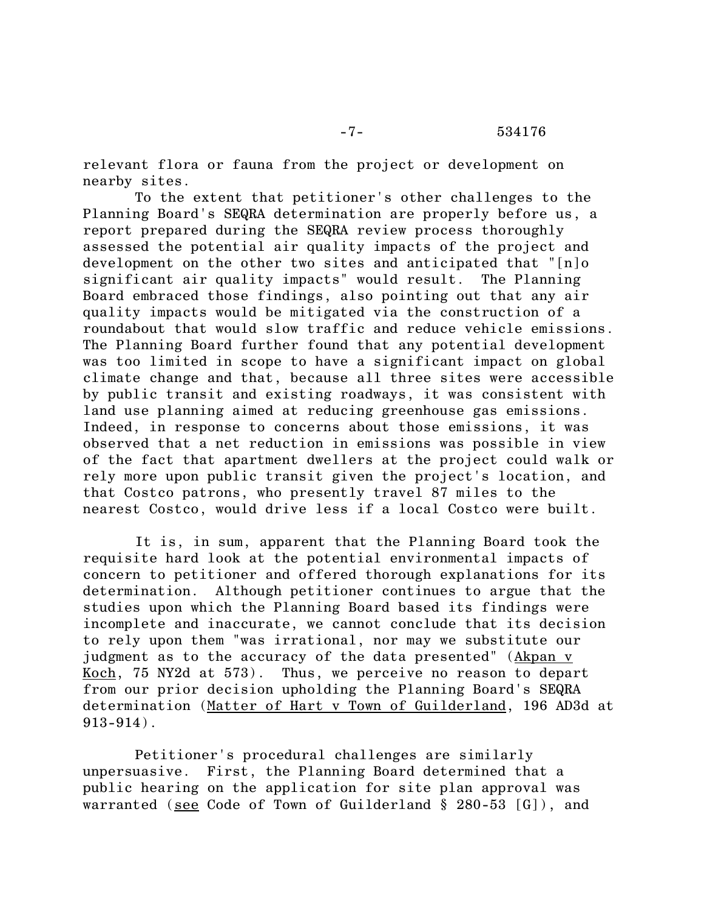relevant flora or fauna from the project or development on nearby sites.

To the extent that petitioner's other challenges to the Planning Board's SEQRA determination are properly before us, a report prepared during the SEQRA review process thoroughly assessed the potential air quality impacts of the project and development on the other two sites and anticipated that "[n]o significant air quality impacts" would result. The Planning Board embraced those findings, also pointing out that any air quality impacts would be mitigated via the construction of a roundabout that would slow traffic and reduce vehicle emissions. The Planning Board further found that any potential development was too limited in scope to have a significant impact on global climate change and that, because all three sites were accessible by public transit and existing roadways, it was consistent with land use planning aimed at reducing greenhouse gas emissions. Indeed, in response to concerns about those emissions, it was observed that a net reduction in emissions was possible in view of the fact that apartment dwellers at the project could walk or rely more upon public transit given the project's location, and that Costco patrons, who presently travel 87 miles to the nearest Costco, would drive less if a local Costco were built.

It is, in sum, apparent that the Planning Board took the requisite hard look at the potential environmental impacts of concern to petitioner and offered thorough explanations for its determination. Although petitioner continues to argue that the studies upon which the Planning Board based its findings were incomplete and inaccurate, we cannot conclude that its decision to rely upon them "was irrational, nor may we substitute our judgment as to the accuracy of the data presented" (Akpan v Koch, 75 NY2d at 573). Thus, we perceive no reason to depart from our prior decision upholding the Planning Board's SEQRA determination (Matter of Hart v Town of Guilderland, 196 AD3d at 913-914).

Petitioner's procedural challenges are similarly unpersuasive. First, the Planning Board determined that a public hearing on the application for site plan approval was warranted (see Code of Town of Guilderland § 280-53 [G]), and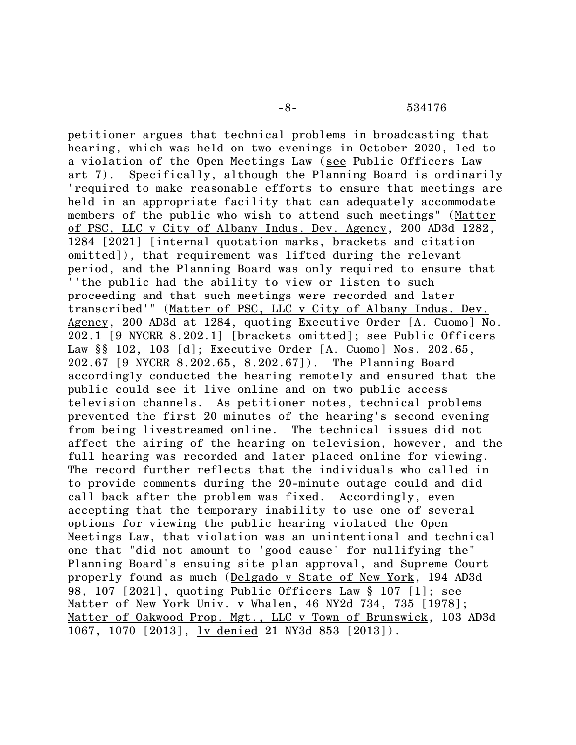petitioner argues that technical problems in broadcasting that hearing, which was held on two evenings in October 2020, led to a violation of the Open Meetings Law (see Public Officers Law art 7). Specifically, although the Planning Board is ordinarily "required to make reasonable efforts to ensure that meetings are held in an appropriate facility that can adequately accommodate members of the public who wish to attend such meetings" (Matter of PSC, LLC v City of Albany Indus. Dev. Agency, 200 AD3d 1282, 1284 [2021] [internal quotation marks, brackets and citation omitted]), that requirement was lifted during the relevant period, and the Planning Board was only required to ensure that "'the public had the ability to view or listen to such proceeding and that such meetings were recorded and later transcribed'" (Matter of PSC, LLC v City of Albany Indus. Dev. Agency, 200 AD3d at 1284, quoting Executive Order [A. Cuomo] No. 202.1 [9 NYCRR 8.202.1] [brackets omitted]; see Public Officers Law §§ 102, 103 [d]; Executive Order [A. Cuomo] Nos. 202.65, 202.67 [9 NYCRR 8.202.65, 8.202.67]). The Planning Board accordingly conducted the hearing remotely and ensured that the public could see it live online and on two public access television channels. As petitioner notes, technical problems prevented the first 20 minutes of the hearing's second evening from being livestreamed online. The technical issues did not affect the airing of the hearing on television, however, and the full hearing was recorded and later placed online for viewing. The record further reflects that the individuals who called in to provide comments during the 20-minute outage could and did call back after the problem was fixed. Accordingly, even accepting that the temporary inability to use one of several options for viewing the public hearing violated the Open Meetings Law, that violation was an unintentional and technical one that "did not amount to 'good cause' for nullifying the" Planning Board's ensuing site plan approval, and Supreme Court properly found as much (Delgado v State of New York, 194 AD3d 98, 107 [2021], quoting Public Officers Law § 107 [1]; see Matter of New York Univ. v Whalen, 46 NY2d 734, 735 [1978]; Matter of Oakwood Prop. Mgt., LLC v Town of Brunswick, 103 AD3d 1067, 1070 [2013], lv denied 21 NY3d 853 [2013]).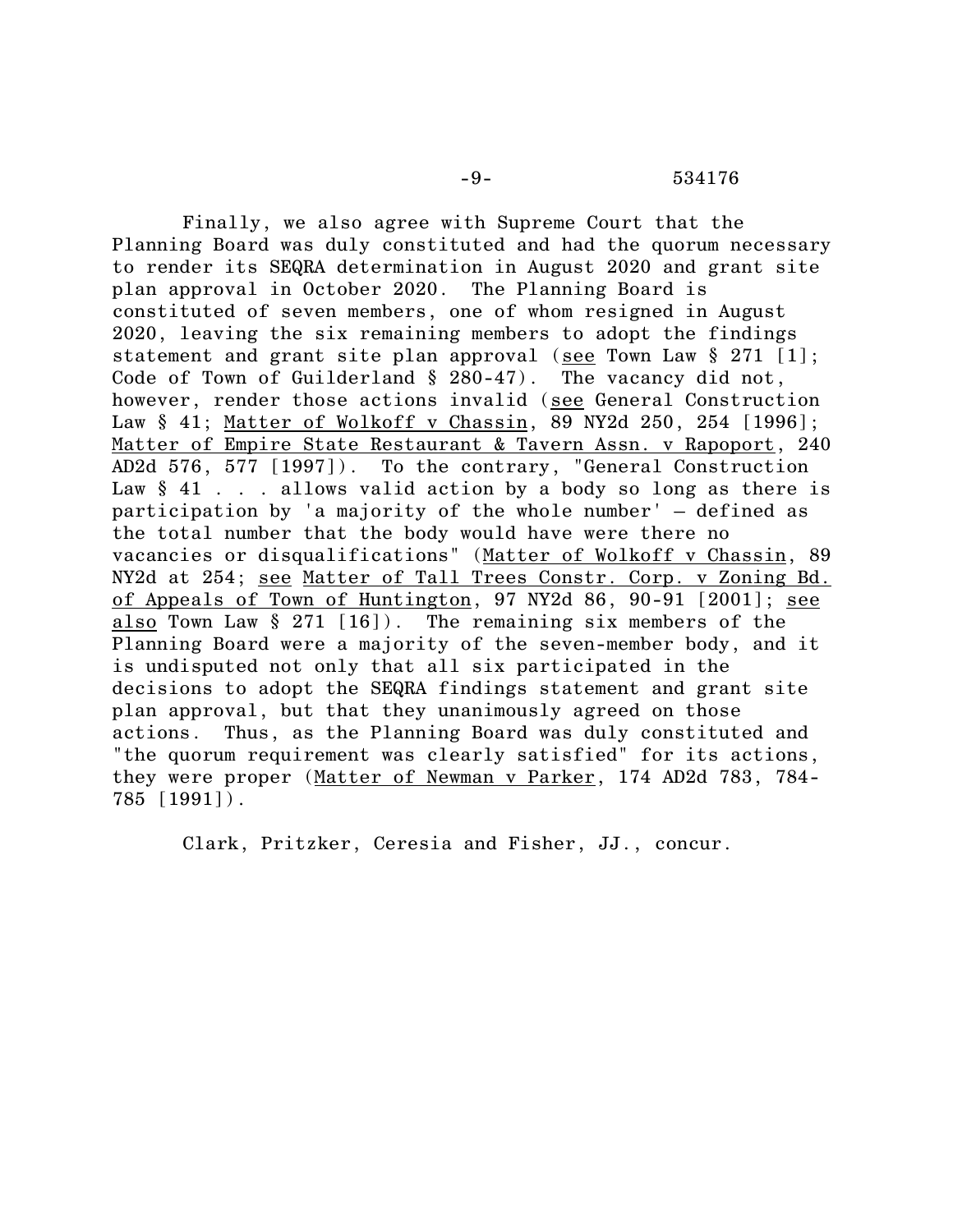Finally, we also agree with Supreme Court that the Planning Board was duly constituted and had the quorum necessary to render its SEQRA determination in August 2020 and grant site plan approval in October 2020. The Planning Board is constituted of seven members, one of whom resigned in August 2020, leaving the six remaining members to adopt the findings statement and grant site plan approval (see Town Law § 271 [1]; Code of Town of Guilderland § 280-47). The vacancy did not, however, render those actions invalid (see General Construction Law § 41; Matter of Wolkoff v Chassin, 89 NY2d 250, 254 [1996]; Matter of Empire State Restaurant & Tavern Assn. v Rapoport, 240 AD2d 576, 577 [1997]). To the contrary, "General Construction Law § 41 . . . allows valid action by a body so long as there is participation by 'a majority of the whole number' – defined as the total number that the body would have were there no vacancies or disqualifications" (Matter of Wolkoff v Chassin, 89 NY2d at 254; see Matter of Tall Trees Constr. Corp. v Zoning Bd. of Appeals of Town of Huntington, 97 NY2d 86, 90-91 [2001]; see also Town Law § 271 [16]). The remaining six members of the Planning Board were a majority of the seven-member body, and it is undisputed not only that all six participated in the decisions to adopt the SEQRA findings statement and grant site plan approval, but that they unanimously agreed on those actions. Thus, as the Planning Board was duly constituted and "the quorum requirement was clearly satisfied" for its actions, they were proper (Matter of Newman v Parker, 174 AD2d 783, 784-785 [1991]).

Clark, Pritzker, Ceresia and Fisher, JJ., concur.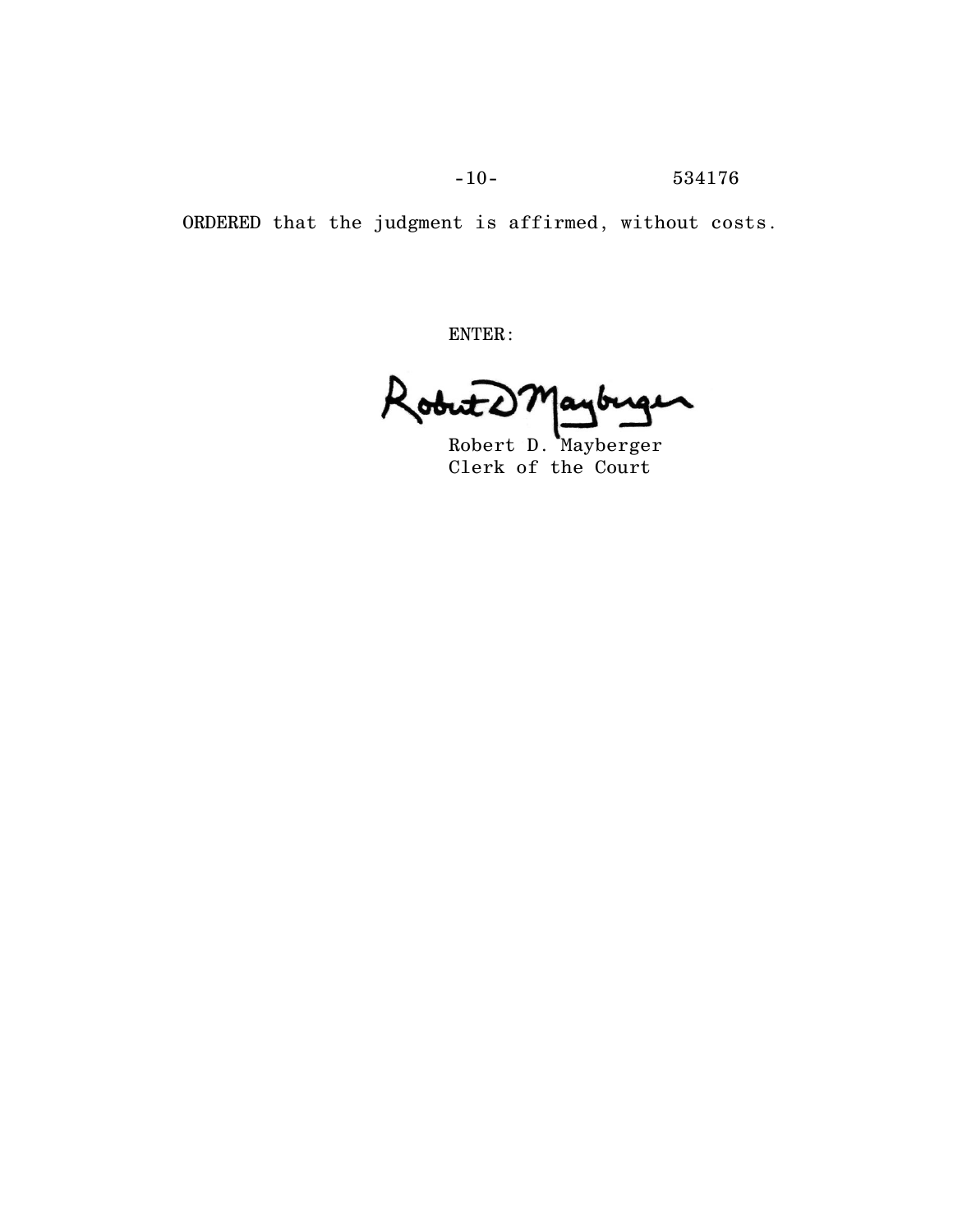ORDERED that the judgment is affirmed, without costs.

ENTER:

Robert D. Mayberger
Clerk of the Court